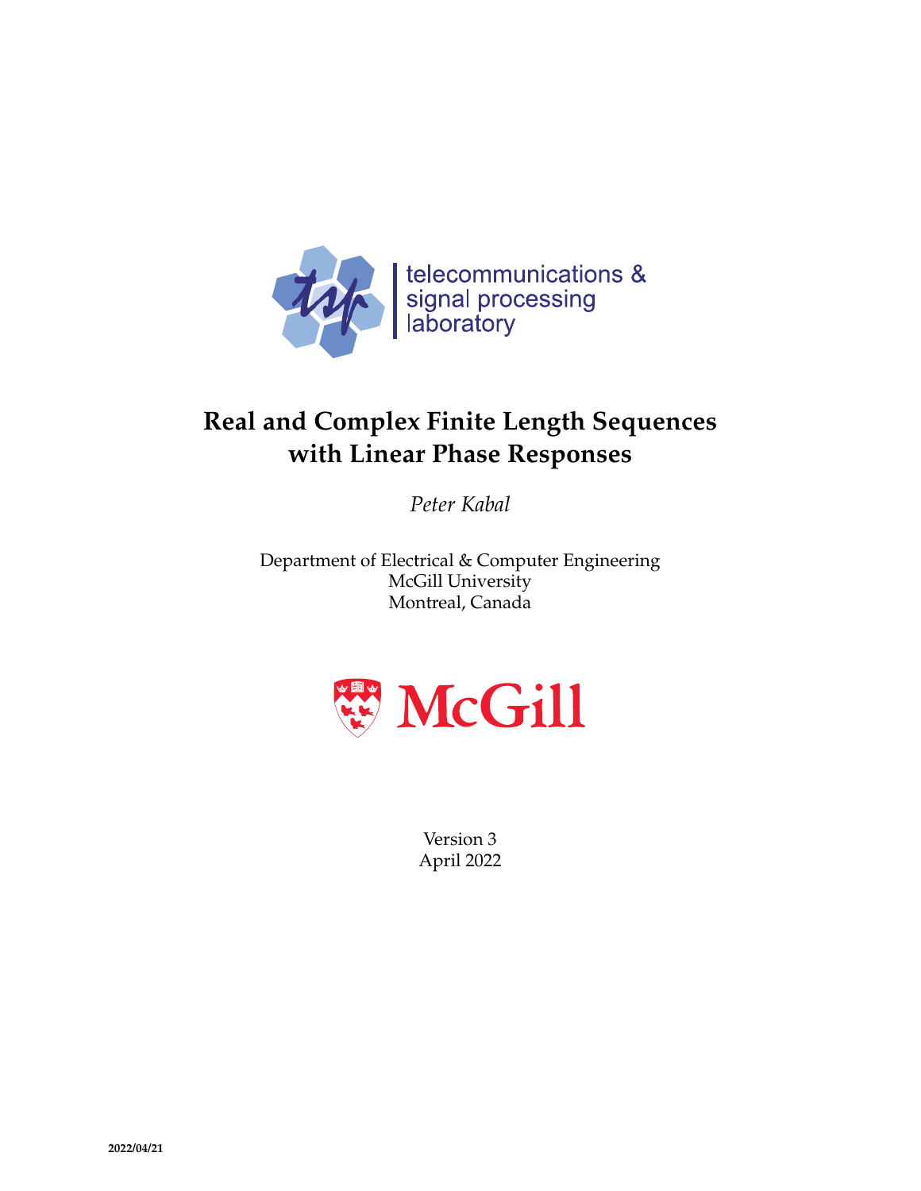telecommunications &
signal processing
laboratory

# Real and Complex Finite Length Sequences with Linear Phase Responses

*Peter Kabal*

Department of Electrical & Computer Engineering
McGill University
Montreal, Canada

McGill

Version 3
April 2022

**2022/04/21**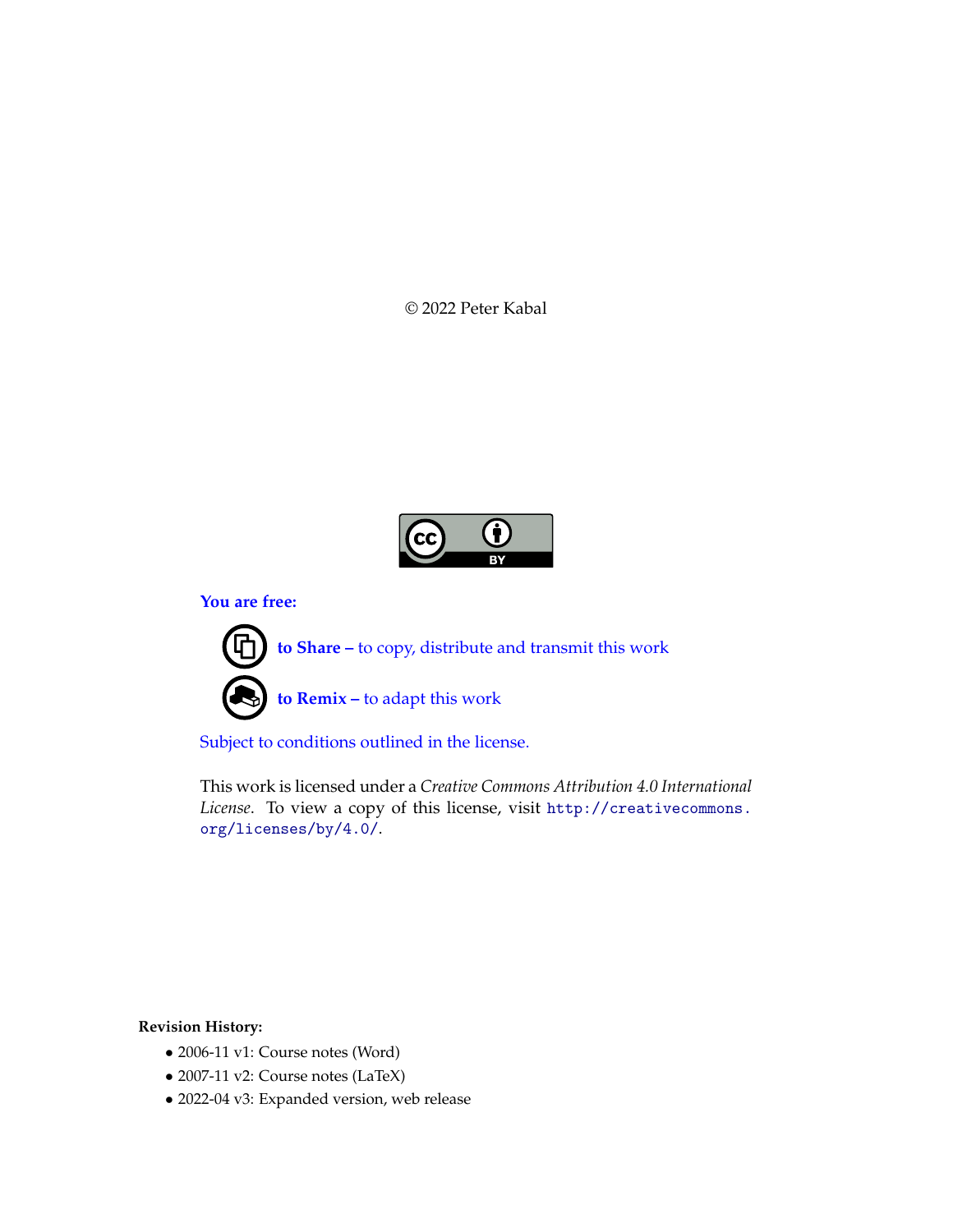© 2022 Peter Kabal

**You are free:**

**to Share –** to copy, distribute and transmit this work

**to Remix –** to adapt this work

Subject to conditions outlined in the license.

This work is licensed under a *Creative Commons Attribution 4.0 International License*. To view a copy of this license, visit `http://creativecommons.org/licenses/by/4.0/`.

**Revision History:**

- 2006-11 v1: Course notes (Word)
- 2007-11 v2: Course notes (LaTeX)
- 2022-04 v3: Expanded version, web release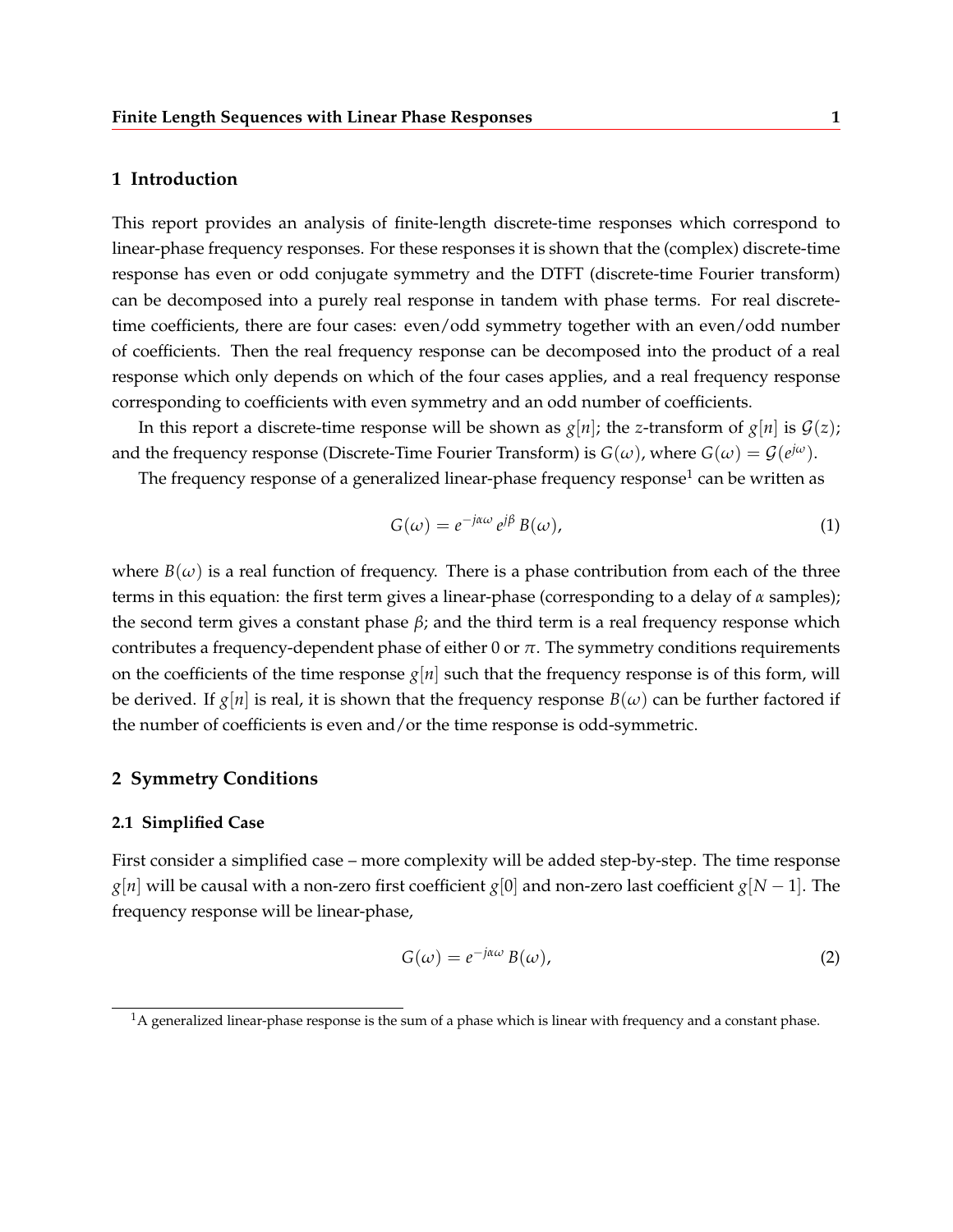## 1 Introduction

This report provides an analysis of finite-length discrete-time responses which correspond to linear-phase frequency responses. For these responses it is shown that the (complex) discrete-time response has even or odd conjugate symmetry and the DTFT (discrete-time Fourier transform) can be decomposed into a purely real response in tandem with phase terms. For real discrete-time coefficients, there are four cases: even/odd symmetry together with an even/odd number of coefficients. Then the real frequency response can be decomposed into the product of a real response which only depends on which of the four cases applies, and a real frequency response corresponding to coefficients with even symmetry and an odd number of coefficients.

In this report a discrete-time response will be shown as $g[n]$; the $z$-transform of $g[n]$ is $\mathcal{G}(z)$; and the frequency response (Discrete-Time Fourier Transform) is $G(\omega)$, where $G(\omega) = \mathcal{G}(e^{j\omega})$.

The frequency response of a generalized linear-phase frequency response[1] can be written as

$$G(\omega) = e^{-j\alpha\omega}\, e^{j\beta}\, B(\omega), \tag{1}$$

where $B(\omega)$ is a real function of frequency. There is a phase contribution from each of the three terms in this equation: the first term gives a linear-phase (corresponding to a delay of $\alpha$ samples); the second term gives a constant phase $\beta$; and the third term is a real frequency response which contributes a frequency-dependent phase of either 0 or $\pi$. The symmetry conditions requirements on the coefficients of the time response $g[n]$ such that the frequency response is of this form, will be derived. If $g[n]$ is real, it is shown that the frequency response $B(\omega)$ can be further factored if the number of coefficients is even and/or the time response is odd-symmetric.

## 2 Symmetry Conditions

### 2.1 Simplified Case

First consider a simplified case – more complexity will be added step-by-step. The time response $g[n]$ will be causal with a non-zero first coefficient $g[0]$ and non-zero last coefficient $g[N-1]$. The frequency response will be linear-phase,

$$G(\omega) = e^{-j\alpha\omega}\, B(\omega), \tag{2}$$

[1] A generalized linear-phase response is the sum of a phase which is linear with frequency and a constant phase.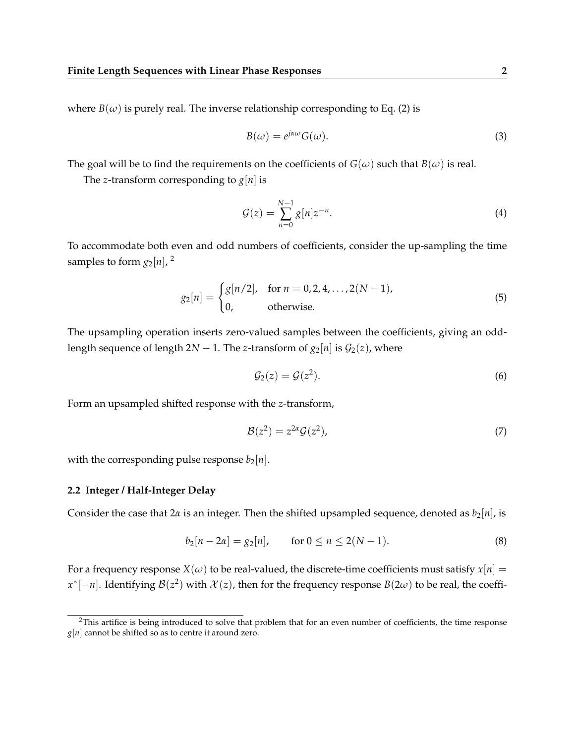where $B(\omega)$ is purely real. The inverse relationship corresponding to Eq. (2) is

$$B(\omega) = e^{j\alpha\omega} G(\omega). \tag{3}$$

The goal will be to find the requirements on the coefficients of $G(\omega)$ such that $B(\omega)$ is real.

The $z$-transform corresponding to $g[n]$ is

$$\mathcal{G}(z) = \sum_{n=0}^{N-1} g[n] z^{-n}. \tag{4}$$

To accommodate both even and odd numbers of coefficients, consider the up-sampling the time samples to form $g_2[n]$, [2]

$$g_2[n] = \begin{cases} g[n/2], & \text{for } n = 0, 2, 4, \ldots, 2(N-1), \\ 0, & \text{otherwise.} \end{cases} \tag{5}$$

The upsampling operation inserts zero-valued samples between the coefficients, giving an odd-length sequence of length $2N-1$. The $z$-transform of $g_2[n]$ is $\mathcal{G}_2(z)$, where

$$\mathcal{G}_2(z) = \mathcal{G}(z^2). \tag{6}$$

Form an upsampled shifted response with the $z$-transform,

$$\mathcal{B}(z^2) = z^{2\alpha} \mathcal{G}(z^2), \tag{7}$$

with the corresponding pulse response $b_2[n]$.

### 2.2 Integer / Half-Integer Delay

Consider the case that $2\alpha$ is an integer. Then the shifted upsampled sequence, denoted as $b_2[n]$, is

$$b_2[n - 2\alpha] = g_2[n], \qquad \text{for } 0 \le n \le 2(N-1). \tag{8}$$

For a frequency response $X(\omega)$ to be real-valued, the discrete-time coefficients must satisfy $x[n] = x^*[-n]$. Identifying $\mathcal{B}(z^2)$ with $\mathcal{X}(z)$, then for the frequency response $B(2\omega)$ to be real, the coeffi-

[2] This artifice is being introduced to solve that problem that for an even number of coefficients, the time response $g[n]$ cannot be shifted so as to centre it around zero.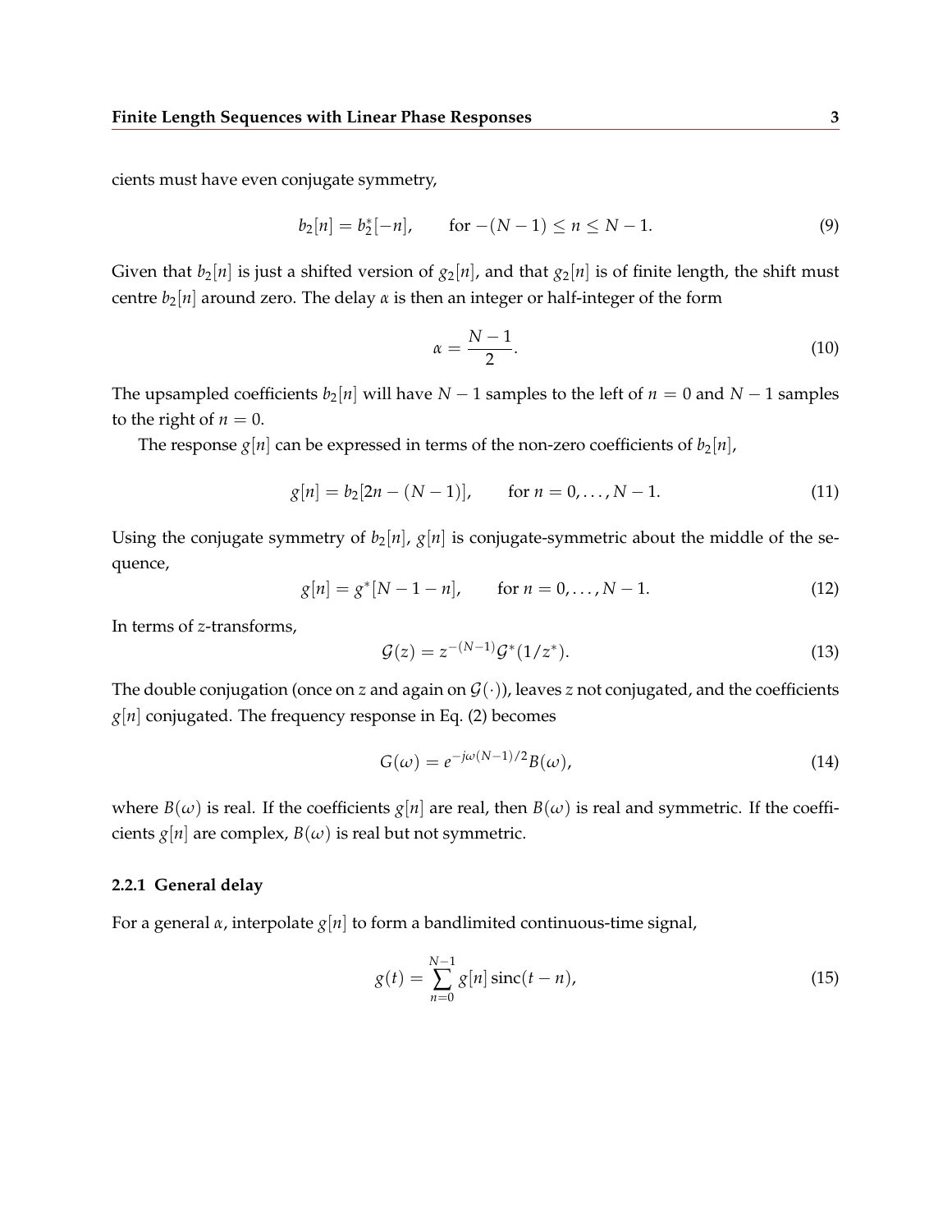cients must have even conjugate symmetry,

$$b_2[n] = b_2^*[-n], \qquad \text{for } -(N-1) \le n \le N-1. \tag{9}$$

Given that $b_2[n]$ is just a shifted version of $g_2[n]$, and that $g_2[n]$ is of finite length, the shift must centre $b_2[n]$ around zero. The delay $\alpha$ is then an integer or half-integer of the form

$$\alpha = \frac{N-1}{2}. \tag{10}$$

The upsampled coefficients $b_2[n]$ will have $N-1$ samples to the left of $n = 0$ and $N-1$ samples to the right of $n = 0$.

The response $g[n]$ can be expressed in terms of the non-zero coefficients of $b_2[n]$,

$$g[n] = b_2[2n - (N-1)], \qquad \text{for } n = 0, \ldots, N-1. \tag{11}$$

Using the conjugate symmetry of $b_2[n]$, $g[n]$ is conjugate-symmetric about the middle of the sequence,

$$g[n] = g^*[N-1-n], \qquad \text{for } n = 0, \ldots, N-1. \tag{12}$$

In terms of $z$-transforms,

$$\mathcal{G}(z) = z^{-(N-1)} \mathcal{G}^*(1/z^*). \tag{13}$$

The double conjugation (once on $z$ and again on $\mathcal{G}(\cdot)$), leaves $z$ not conjugated, and the coefficients $g[n]$ conjugated. The frequency response in Eq. (2) becomes

$$G(\omega) = e^{-j\omega(N-1)/2} B(\omega), \tag{14}$$

where $B(\omega)$ is real. If the coefficients $g[n]$ are real, then $B(\omega)$ is real and symmetric. If the coefficients $g[n]$ are complex, $B(\omega)$ is real but not symmetric.

### 2.2.1 General delay

For a general $\alpha$, interpolate $g[n]$ to form a bandlimited continuous-time signal,

$$g(t) = \sum_{n=0}^{N-1} g[n] \operatorname{sinc}(t-n), \tag{15}$$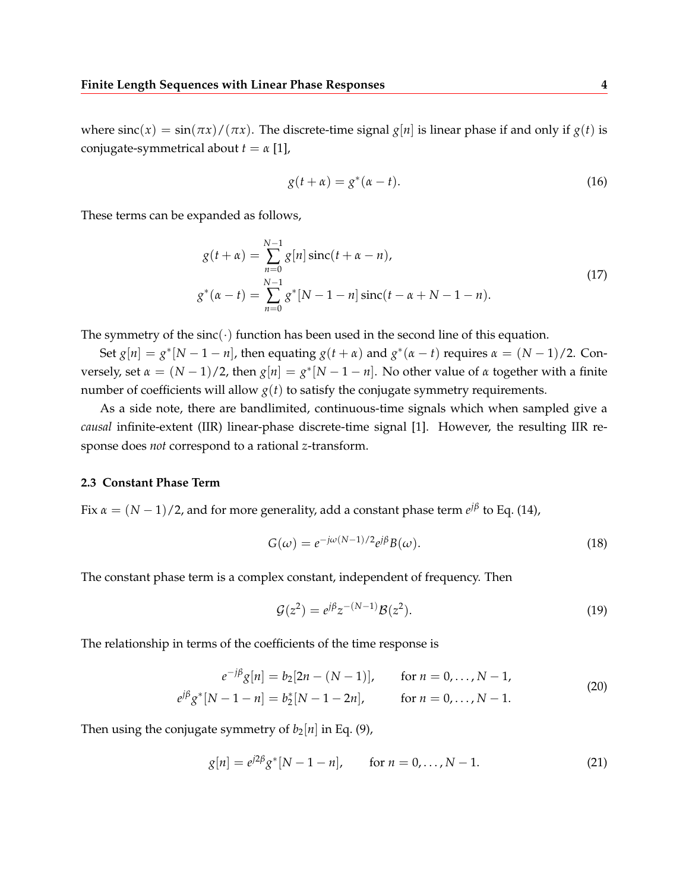where $\text{sinc}(x) = \sin(\pi x)/(\pi x)$. The discrete-time signal $g[n]$ is linear phase if and only if $g(t)$ is conjugate-symmetrical about $t = \alpha$ [1],

$$g(t + \alpha) = g^*(\alpha - t). \tag{16}$$

These terms can be expanded as follows,

$$\begin{aligned} g(t + \alpha) &= \sum_{n=0}^{N-1} g[n] \,\text{sinc}(t + \alpha - n), \\ g^*(\alpha - t) &= \sum_{n=0}^{N-1} g^*[N - 1 - n] \,\text{sinc}(t - \alpha + N - 1 - n). \end{aligned} \tag{17}$$

The symmetry of the $\text{sinc}(\cdot)$ function has been used in the second line of this equation.

Set $g[n] = g^*[N - 1 - n]$, then equating $g(t + \alpha)$ and $g^*(\alpha - t)$ requires $\alpha = (N - 1)/2$. Conversely, set $\alpha = (N - 1)/2$, then $g[n] = g^*[N - 1 - n]$. No other value of $\alpha$ together with a finite number of coefficients will allow $g(t)$ to satisfy the conjugate symmetry requirements.

As a side note, there are bandlimited, continuous-time signals which when sampled give a *causal* infinite-extent (IIR) linear-phase discrete-time signal [1]. However, the resulting IIR response does *not* correspond to a rational $z$-transform.

### 2.3 Constant Phase Term

Fix $\alpha = (N - 1)/2$, and for more generality, add a constant phase term $e^{j\beta}$ to Eq. (14),

$$G(\omega) = e^{-j\omega(N-1)/2} e^{j\beta} B(\omega). \tag{18}$$

The constant phase term is a complex constant, independent of frequency. Then

$$\mathcal{G}(z^2) = e^{j\beta} z^{-(N-1)} \mathcal{B}(z^2). \tag{19}$$

The relationship in terms of the coefficients of the time response is

$$\begin{aligned} e^{-j\beta} g[n] &= b_2[2n - (N - 1)], \qquad \text{for } n = 0, \ldots, N - 1, \\ e^{j\beta} g^*[N - 1 - n] &= b_2^*[N - 1 - 2n], \qquad \text{for } n = 0, \ldots, N - 1. \end{aligned} \tag{20}$$

Then using the conjugate symmetry of $b_2[n]$ in Eq. (9),

$$g[n] = e^{j2\beta} g^*[N - 1 - n], \qquad \text{for } n = 0, \ldots, N - 1. \tag{21}$$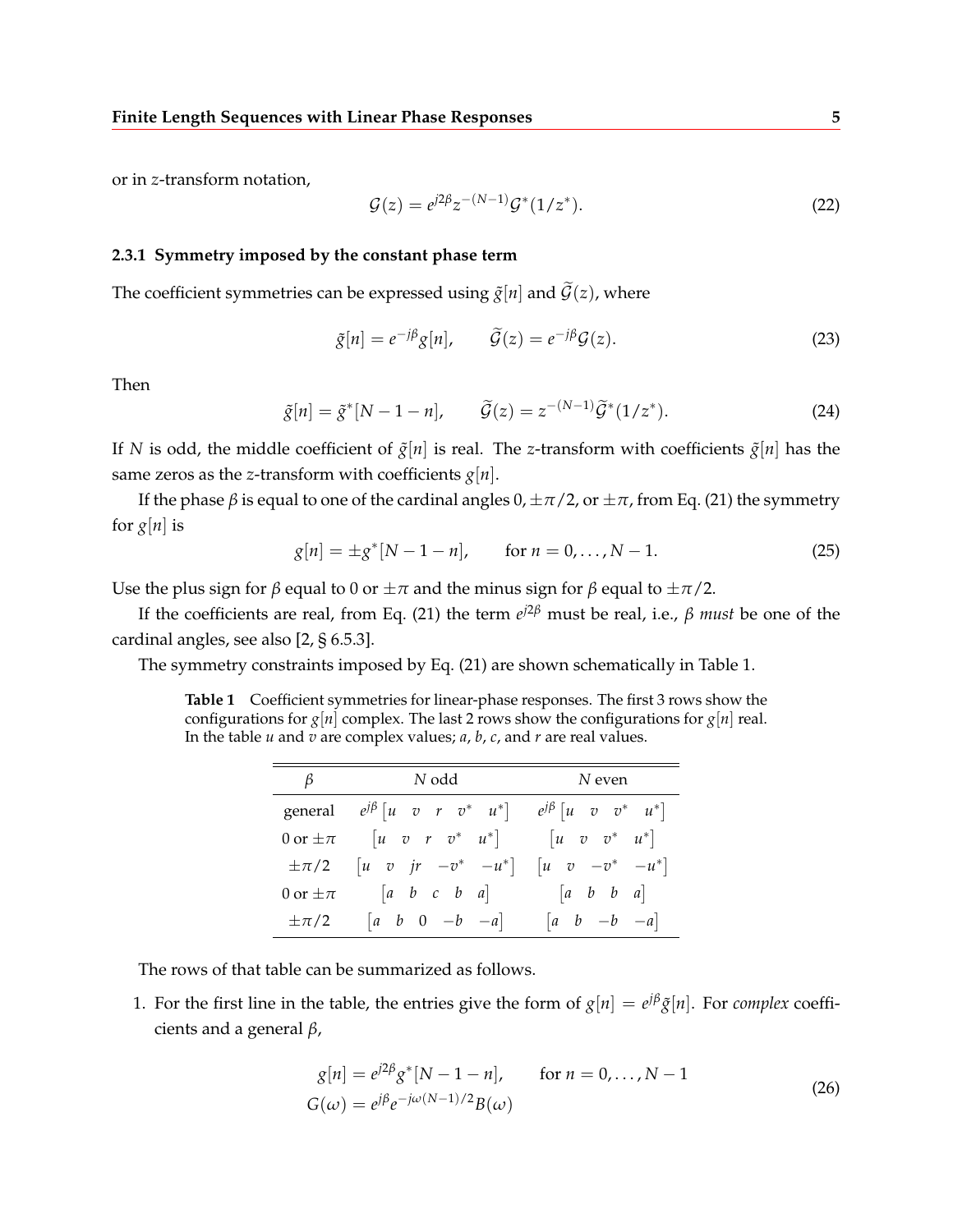or in $z$-transform notation,

$$\mathcal{G}(z) = e^{j2\beta} z^{-(N-1)} \mathcal{G}^*(1/z^*). \tag{22}$$

### 2.3.1 Symmetry imposed by the constant phase term

The coefficient symmetries can be expressed using $\tilde{g}[n]$ and $\widetilde{\mathcal{G}}(z)$, where

$$\tilde{g}[n] = e^{-j\beta} g[n], \qquad \widetilde{\mathcal{G}}(z) = e^{-j\beta} \mathcal{G}(z). \tag{23}$$

Then

$$\tilde{g}[n] = \tilde{g}^*[N-1-n], \qquad \widetilde{\mathcal{G}}(z) = z^{-(N-1)} \widetilde{\mathcal{G}}^*(1/z^*). \tag{24}$$

If $N$ is odd, the middle coefficient of $\tilde{g}[n]$ is real. The $z$-transform with coefficients $\tilde{g}[n]$ has the same zeros as the $z$-transform with coefficients $g[n]$.

If the phase $\beta$ is equal to one of the cardinal angles $0, \pm\pi/2$, or $\pm\pi$, from Eq. (21) the symmetry for $g[n]$ is

$$g[n] = \pm g^*[N-1-n], \qquad \text{for } n = 0, \ldots, N-1. \tag{25}$$

Use the plus sign for $\beta$ equal to 0 or $\pm\pi$ and the minus sign for $\beta$ equal to $\pm\pi/2$.

If the coefficients are real, from Eq. (21) the term $e^{j2\beta}$ must be real, i.e., $\beta$ *must* be one of the cardinal angles, see also [2, § 6.5.3].

The symmetry constraints imposed by Eq. (21) are shown schematically in Table 1.

**Table 1** Coefficient symmetries for linear-phase responses. The first 3 rows show the configurations for $g[n]$ complex. The last 2 rows show the configurations for $g[n]$ real. In the table $u$ and $v$ are complex values; $a$, $b$, $c$, and $r$ are real values.

| $\beta$ | $N$ odd | $N$ even |
|---|---|---|
| general | $e^{j\beta}\begin{bmatrix} u & v & r & v^* & u^* \end{bmatrix}$ | $e^{j\beta}\begin{bmatrix} u & v & v^* & u^* \end{bmatrix}$ |
| 0 or $\pm\pi$ | $\begin{bmatrix} u & v & r & v^* & u^* \end{bmatrix}$ | $\begin{bmatrix} u & v & v^* & u^* \end{bmatrix}$ |
| $\pm\pi/2$ | $\begin{bmatrix} u & v & jr & -v^* & -u^* \end{bmatrix}$ | $\begin{bmatrix} u & v & -v^* & -u^* \end{bmatrix}$ |
| 0 or $\pm\pi$ | $\begin{bmatrix} a & b & c & b & a \end{bmatrix}$ | $\begin{bmatrix} a & b & b & a \end{bmatrix}$ |
| $\pm\pi/2$ | $\begin{bmatrix} a & b & 0 & -b & -a \end{bmatrix}$ | $\begin{bmatrix} a & b & -b & -a \end{bmatrix}$ |

The rows of that table can be summarized as follows.

1. For the first line in the table, the entries give the form of $g[n] = e^{j\beta}\tilde{g}[n]$. For *complex* coefficients and a general $\beta$,

$$\begin{aligned} g[n] &= e^{j2\beta} g^*[N-1-n], \qquad \text{for } n = 0, \ldots, N-1 \\ G(\omega) &= e^{j\beta} e^{-j\omega(N-1)/2} B(\omega) \end{aligned} \tag{26}$$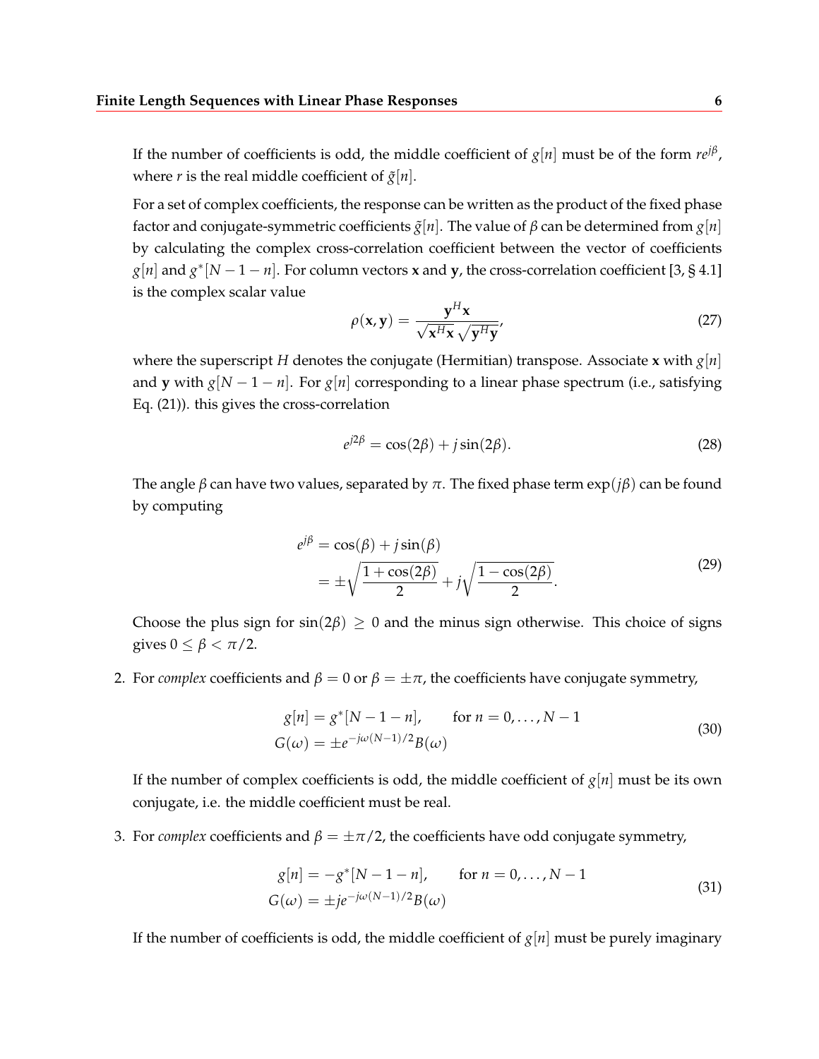If the number of coefficients is odd, the middle coefficient of $g[n]$ must be of the form $re^{j\beta}$, where $r$ is the real middle coefficient of $\tilde{g}[n]$.

For a set of complex coefficients, the response can be written as the product of the fixed phase factor and conjugate-symmetric coefficients $\tilde{g}[n]$. The value of $\beta$ can be determined from $g[n]$ by calculating the complex cross-correlation coefficient between the vector of coefficients $g[n]$ and $g^*[N-1-n]$. For column vectors $\mathbf{x}$ and $\mathbf{y}$, the cross-correlation coefficient [3, § 4.1] is the complex scalar value

$$\rho(\mathbf{x}, \mathbf{y}) = \frac{\mathbf{y}^H \mathbf{x}}{\sqrt{\mathbf{x}^H \mathbf{x}}\,\sqrt{\mathbf{y}^H \mathbf{y}}}, \tag{27}$$

where the superscript $H$ denotes the conjugate (Hermitian) transpose. Associate $\mathbf{x}$ with $g[n]$ and $\mathbf{y}$ with $g[N-1-n]$. For $g[n]$ corresponding to a linear phase spectrum (i.e., satisfying Eq. (21)). this gives the cross-correlation

$$e^{j2\beta} = \cos(2\beta) + j\sin(2\beta). \tag{28}$$

The angle $\beta$ can have two values, separated by $\pi$. The fixed phase term $\exp(j\beta)$ can be found by computing

$$\begin{aligned} e^{j\beta} &= \cos(\beta) + j\sin(\beta) \\ &= \pm\sqrt{\frac{1+\cos(2\beta)}{2}} + j\sqrt{\frac{1-\cos(2\beta)}{2}}. \end{aligned} \tag{29}$$

Choose the plus sign for $\sin(2\beta) \geq 0$ and the minus sign otherwise. This choice of signs gives $0 \leq \beta < \pi/2$.

2. For *complex* coefficients and $\beta = 0$ or $\beta = \pm\pi$, the coefficients have conjugate symmetry,

$$\begin{aligned} g[n] &= g^*[N-1-n], \qquad \text{for } n = 0, \ldots, N-1 \\ G(\omega) &= \pm e^{-j\omega(N-1)/2} B(\omega) \end{aligned} \tag{30}$$

If the number of complex coefficients is odd, the middle coefficient of $g[n]$ must be its own conjugate, i.e. the middle coefficient must be real.

3. For *complex* coefficients and $\beta = \pm\pi/2$, the coefficients have odd conjugate symmetry,

$$\begin{aligned} g[n] &= -g^*[N-1-n], \qquad \text{for } n = 0, \ldots, N-1 \\ G(\omega) &= \pm j e^{-j\omega(N-1)/2} B(\omega) \end{aligned} \tag{31}$$

If the number of coefficients is odd, the middle coefficient of $g[n]$ must be purely imaginary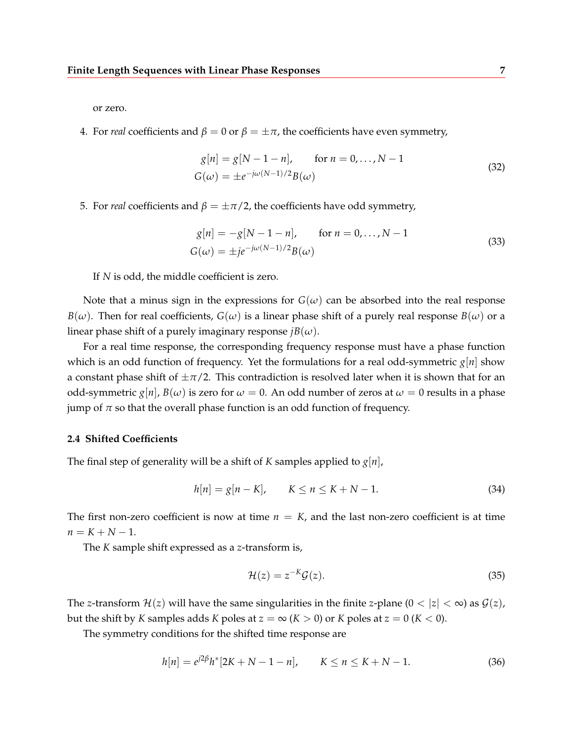or zero.

4. For *real* coefficients and $\beta = 0$ or $\beta = \pm\pi$, the coefficients have even symmetry,

$$
\begin{aligned}
g[n] &= g[N-1-n], \qquad \text{for } n = 0, \ldots, N-1 \\
G(\omega) &= \pm e^{-j\omega(N-1)/2} B(\omega)
\end{aligned}
\tag{32}
$$

5. For *real* coefficients and $\beta = \pm\pi/2$, the coefficients have odd symmetry,

$$
\begin{aligned}
g[n] &= -g[N-1-n], \qquad \text{for } n = 0, \ldots, N-1 \\
G(\omega) &= \pm j e^{-j\omega(N-1)/2} B(\omega)
\end{aligned}
\tag{33}
$$

   If $N$ is odd, the middle coefficient is zero.

Note that a minus sign in the expressions for $G(\omega)$ can be absorbed into the real response $B(\omega)$. Then for real coefficients, $G(\omega)$ is a linear phase shift of a purely real response $B(\omega)$ or a linear phase shift of a purely imaginary response $jB(\omega)$.

For a real time response, the corresponding frequency response must have a phase function which is an odd function of frequency. Yet the formulations for a real odd-symmetric $g[n]$ show a constant phase shift of $\pm\pi/2$. This contradiction is resolved later when it is shown that for an odd-symmetric $g[n]$, $B(\omega)$ is zero for $\omega = 0$. An odd number of zeros at $\omega = 0$ results in a phase jump of $\pi$ so that the overall phase function is an odd function of frequency.

### 2.4 Shifted Coefficients

The final step of generality will be a shift of $K$ samples applied to $g[n]$,

$$
h[n] = g[n-K], \qquad K \le n \le K+N-1. \tag{34}
$$

The first non-zero coefficient is now at time $n = K$, and the last non-zero coefficient is at time $n = K + N - 1$.

The $K$ sample shift expressed as a $z$-transform is,

$$
\mathcal{H}(z) = z^{-K} \mathcal{G}(z). \tag{35}
$$

The $z$-transform $\mathcal{H}(z)$ will have the same singularities in the finite $z$-plane ($0 < |z| < \infty$) as $\mathcal{G}(z)$, but the shift by $K$ samples adds $K$ poles at $z = \infty$ ($K > 0$) or $K$ poles at $z = 0$ ($K < 0$).

The symmetry conditions for the shifted time response are

$$
h[n] = e^{j2\beta} h^*[2K + N - 1 - n], \qquad K \le n \le K + N - 1. \tag{36}
$$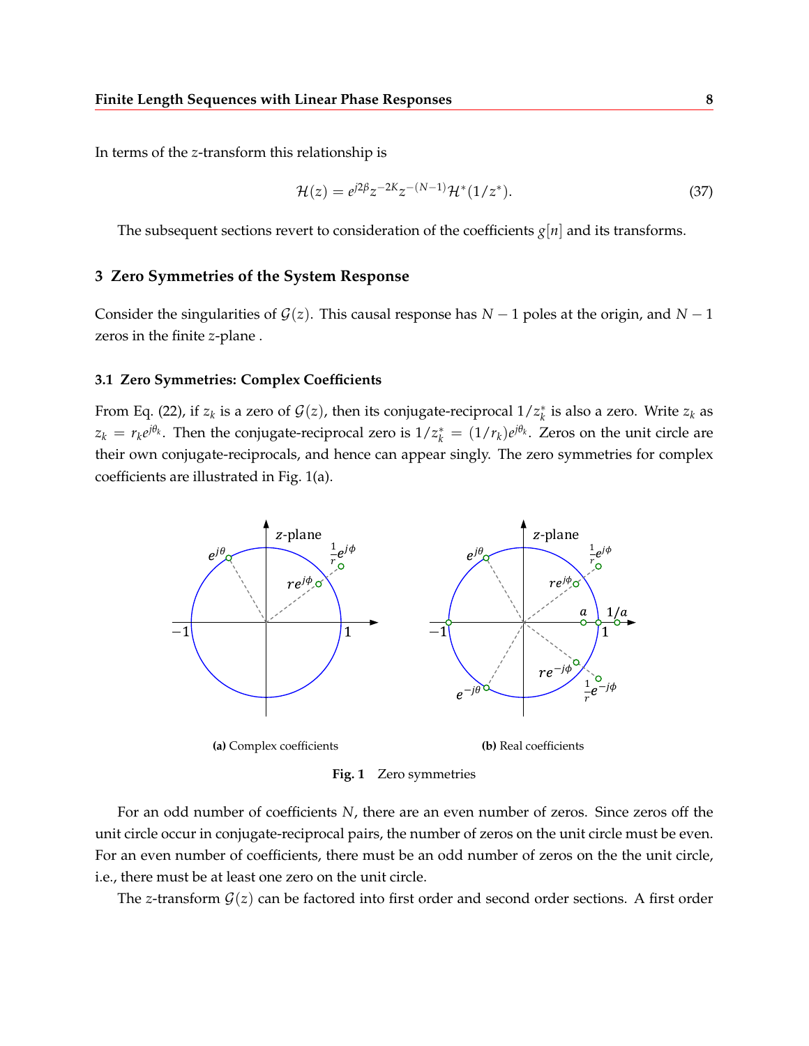In terms of the $z$-transform this relationship is

$$\mathcal{H}(z) = e^{j2\beta} z^{-2K} z^{-(N-1)} \mathcal{H}^*(1/z^*). \tag{37}$$

The subsequent sections revert to consideration of the coefficients $g[n]$ and its transforms.

## 3 Zero Symmetries of the System Response

Consider the singularities of $\mathcal{G}(z)$. This causal response has $N-1$ poles at the origin, and $N-1$ zeros in the finite $z$-plane .

### 3.1 Zero Symmetries: Complex Coefficients

From Eq. (22), if $z_k$ is a zero of $\mathcal{G}(z)$, then its conjugate-reciprocal $1/z_k^*$ is also a zero. Write $z_k$ as $z_k = r_k e^{j\theta_k}$. Then the conjugate-reciprocal zero is $1/z_k^* = (1/r_k)e^{j\theta_k}$. Zeros on the unit circle are their own conjugate-reciprocals, and hence can appear singly. The zero symmetries for complex coefficients are illustrated in Fig. 1(a).

**(a)** Complex coefficients

**(b)** Real coefficients

**Fig. 1** Zero symmetries

For an odd number of coefficients $N$, there are an even number of zeros. Since zeros off the unit circle occur in conjugate-reciprocal pairs, the number of zeros on the unit circle must be even. For an even number of coefficients, there must be an odd number of zeros on the the unit circle, i.e., there must be at least one zero on the unit circle.

The $z$-transform $\mathcal{G}(z)$ can be factored into first order and second order sections. A first order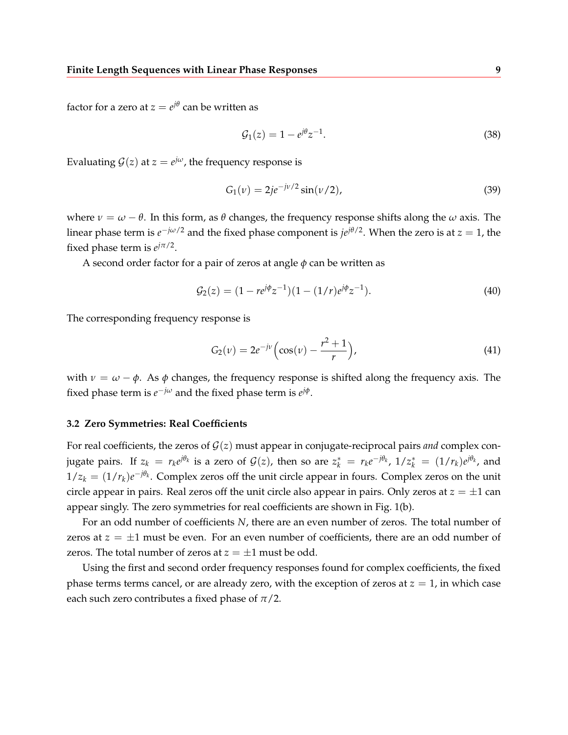factor for a zero at $z = e^{j\theta}$ can be written as

$$\mathcal{G}_1(z) = 1 - e^{j\theta} z^{-1}. \tag{38}$$

Evaluating $\mathcal{G}(z)$ at $z = e^{j\omega}$, the frequency response is

$$G_1(\nu) = 2je^{-j\nu/2} \sin(\nu/2), \tag{39}$$

where $\nu = \omega - \theta$. In this form, as $\theta$ changes, the frequency response shifts along the $\omega$ axis. The linear phase term is $e^{-j\omega/2}$ and the fixed phase component is $je^{j\theta/2}$. When the zero is at $z = 1$, the fixed phase term is $e^{j\pi/2}$.

A second order factor for a pair of zeros at angle $\phi$ can be written as

$$\mathcal{G}_2(z) = (1 - re^{j\phi} z^{-1})(1 - (1/r)e^{j\phi} z^{-1}). \tag{40}$$

The corresponding frequency response is

$$G_2(\nu) = 2e^{-j\nu} \Big( \cos(\nu) - \frac{r^2 + 1}{r} \Big), \tag{41}$$

with $\nu = \omega - \phi$. As $\phi$ changes, the frequency response is shifted along the frequency axis. The fixed phase term is $e^{-j\omega}$ and the fixed phase term is $e^{j\phi}$.

### 3.2 Zero Symmetries: Real Coefficients

For real coefficients, the zeros of $\mathcal{G}(z)$ must appear in conjugate-reciprocal pairs *and* complex conjugate pairs. If $z_k = r_k e^{j\theta_k}$ is a zero of $\mathcal{G}(z)$, then so are $z_k^* = r_k e^{-j\theta_k}$, $1/z_k^* = (1/r_k)e^{j\theta_k}$, and $1/z_k = (1/r_k)e^{-j\theta_k}$. Complex zeros off the unit circle appear in fours. Complex zeros on the unit circle appear in pairs. Real zeros off the unit circle also appear in pairs. Only zeros at $z = \pm 1$ can appear singly. The zero symmetries for real coefficients are shown in Fig. 1(b).

For an odd number of coefficients $N$, there are an even number of zeros. The total number of zeros at $z = \pm 1$ must be even. For an even number of coefficients, there are an odd number of zeros. The total number of zeros at $z = \pm 1$ must be odd.

Using the first and second order frequency responses found for complex coefficients, the fixed phase terms terms cancel, or are already zero, with the exception of zeros at $z = 1$, in which case each such zero contributes a fixed phase of $\pi/2$.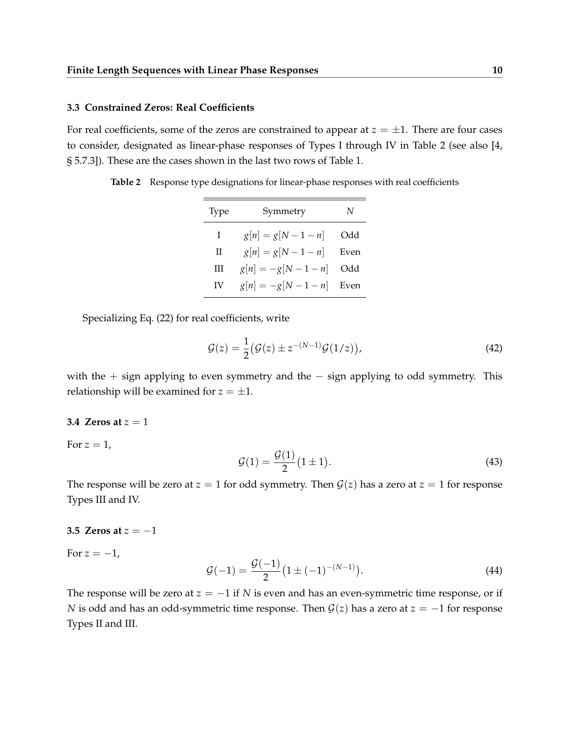### 3.3 Constrained Zeros: Real Coefficients

For real coefficients, some of the zeros are constrained to appear at $z = \pm 1$. There are four cases to consider, designated as linear-phase responses of Types I through IV in Table 2 (see also [4, § 5.7.3]). These are the cases shown in the last two rows of Table 1.

**Table 2** Response type designations for linear-phase responses with real coefficients

| Type | Symmetry | $N$ |
|---|---|---|
| I | $g[n] = g[N-1-n]$ | Odd |
| II | $g[n] = g[N-1-n]$ | Even |
| III | $g[n] = -g[N-1-n]$ | Odd |
| IV | $g[n] = -g[N-1-n]$ | Even |

Specializing Eq. (22) for real coefficients, write

$$\mathcal{G}(z) = \frac{1}{2}\big(\mathcal{G}(z) \pm z^{-(N-1)}\mathcal{G}(1/z)\big), \tag{42}$$

with the $+$ sign applying to even symmetry and the $-$ sign applying to odd symmetry. This relationship will be examined for $z = \pm 1$.

### 3.4 Zeros at $z = 1$

For $z = 1$,

$$\mathcal{G}(1) = \frac{\mathcal{G}(1)}{2}\big(1 \pm 1\big). \tag{43}$$

The response will be zero at $z = 1$ for odd symmetry. Then $\mathcal{G}(z)$ has a zero at $z = 1$ for response Types III and IV.

### 3.5 Zeros at $z = -1$

For $z = -1$,

$$\mathcal{G}(-1) = \frac{\mathcal{G}(-1)}{2}\big(1 \pm (-1)^{-(N-1)}\big). \tag{44}$$

The response will be zero at $z = -1$ if $N$ is even and has an even-symmetric time response, or if $N$ is odd and has an odd-symmetric time response. Then $\mathcal{G}(z)$ has a zero at $z = -1$ for response Types II and III.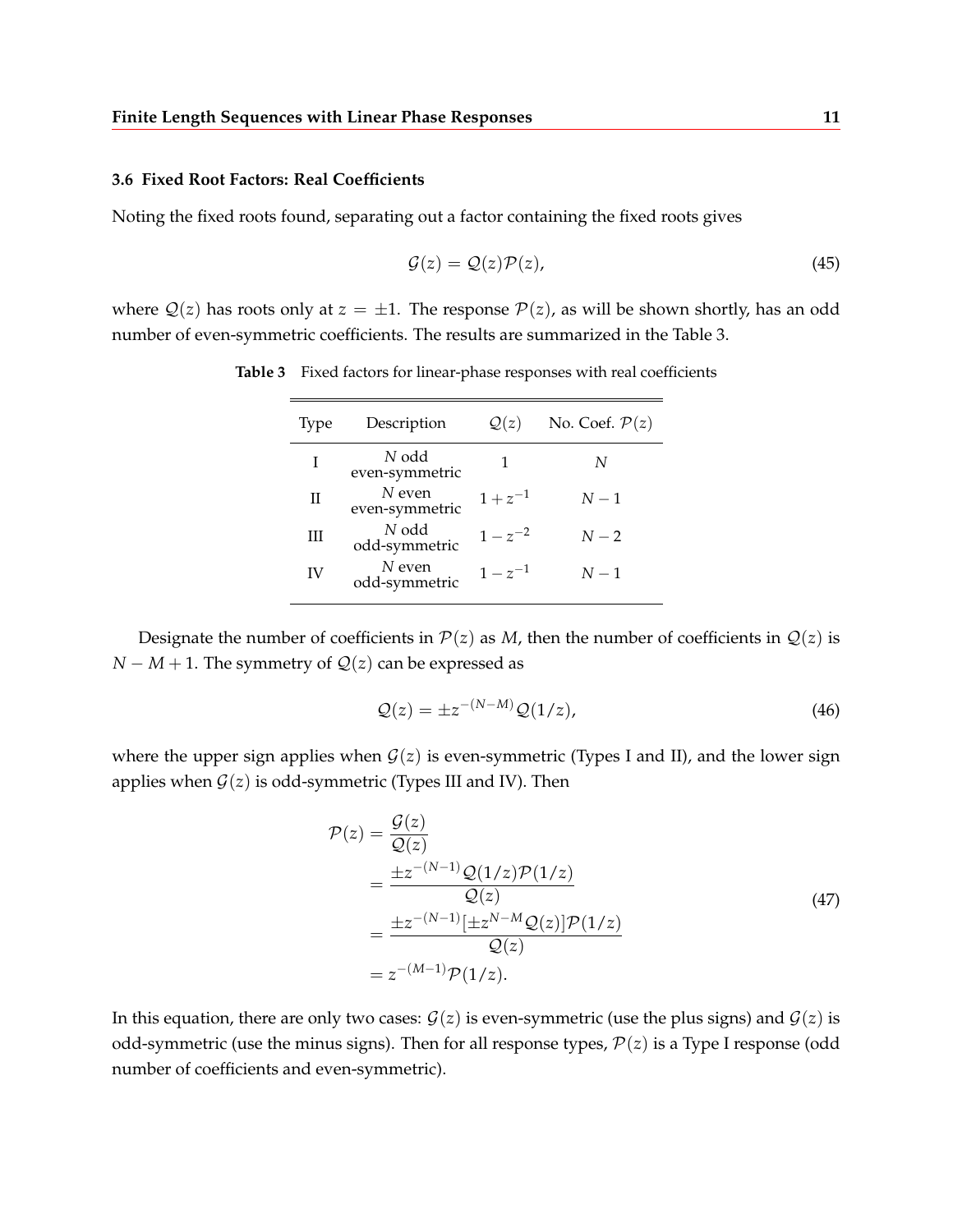### 3.6 Fixed Root Factors: Real Coefficients

Noting the fixed roots found, separating out a factor containing the fixed roots gives

$$\mathcal{G}(z) = \mathcal{Q}(z)\mathcal{P}(z), \tag{45}$$

where $\mathcal{Q}(z)$ has roots only at $z = \pm 1$. The response $\mathcal{P}(z)$, as will be shown shortly, has an odd number of even-symmetric coefficients. The results are summarized in the Table 3.

**Table 3** Fixed factors for linear-phase responses with real coefficients

| Type | Description | $\mathcal{Q}(z)$ | No. Coef. $\mathcal{P}(z)$ |
|---|---|---|---|
| I | $N$ odd even-symmetric | $1$ | $N$ |
| II | $N$ even even-symmetric | $1+z^{-1}$ | $N-1$ |
| III | $N$ odd odd-symmetric | $1-z^{-2}$ | $N-2$ |
| IV | $N$ even odd-symmetric | $1-z^{-1}$ | $N-1$ |

Designate the number of coefficients in $\mathcal{P}(z)$ as $M$, then the number of coefficients in $\mathcal{Q}(z)$ is $N - M + 1$. The symmetry of $\mathcal{Q}(z)$ can be expressed as

$$\mathcal{Q}(z) = \pm z^{-(N-M)}\mathcal{Q}(1/z), \tag{46}$$

where the upper sign applies when $\mathcal{G}(z)$ is even-symmetric (Types I and II), and the lower sign applies when $\mathcal{G}(z)$ is odd-symmetric (Types III and IV). Then

$$\begin{aligned}
\mathcal{P}(z) &= \frac{\mathcal{G}(z)}{\mathcal{Q}(z)} \\
&= \frac{\pm z^{-(N-1)}\mathcal{Q}(1/z)\mathcal{P}(1/z)}{\mathcal{Q}(z)} \\
&= \frac{\pm z^{-(N-1)}[\pm z^{N-M}\mathcal{Q}(z)]\mathcal{P}(1/z)}{\mathcal{Q}(z)} \\
&= z^{-(M-1)}\mathcal{P}(1/z).
\end{aligned} \tag{47}$$

In this equation, there are only two cases: $\mathcal{G}(z)$ is even-symmetric (use the plus signs) and $\mathcal{G}(z)$ is odd-symmetric (use the minus signs). Then for all response types, $\mathcal{P}(z)$ is a Type I response (odd number of coefficients and even-symmetric).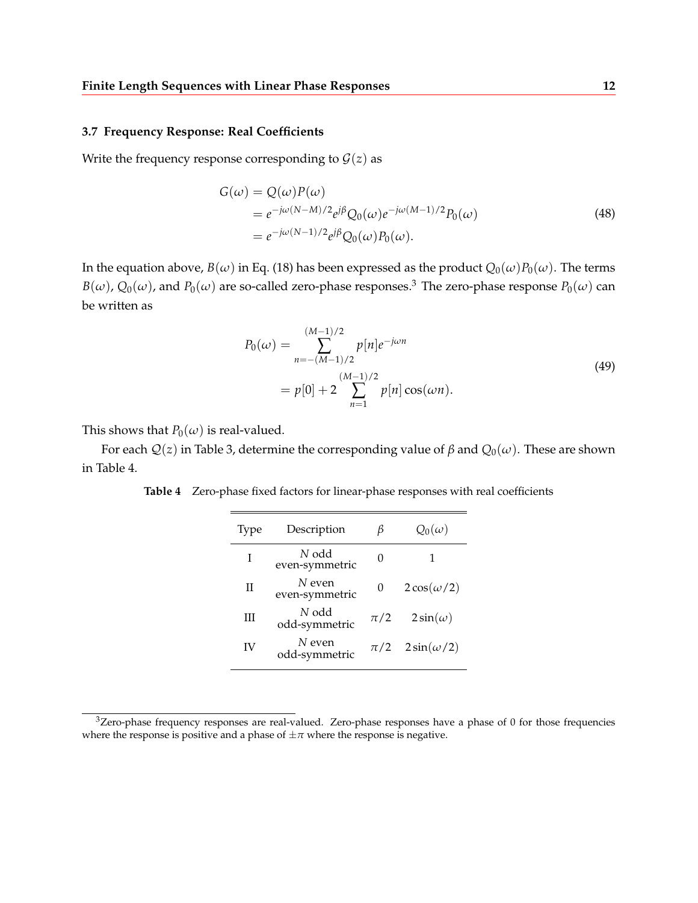### 3.7 Frequency Response: Real Coefficients

Write the frequency response corresponding to $\mathcal{G}(z)$ as

$$
\begin{aligned}
G(\omega) &= Q(\omega)P(\omega) \\
&= e^{-j\omega(N-M)/2} e^{j\beta} Q_0(\omega) e^{-j\omega(M-1)/2} P_0(\omega) \\
&= e^{-j\omega(N-1)/2} e^{j\beta} Q_0(\omega) P_0(\omega).
\end{aligned} \tag{48}
$$

In the equation above, $B(\omega)$ in Eq. (18) has been expressed as the product $Q_0(\omega)P_0(\omega)$. The terms $B(\omega)$, $Q_0(\omega)$, and $P_0(\omega)$ are so-called zero-phase responses.[3] The zero-phase response $P_0(\omega)$ can be written as

$$
\begin{aligned}
P_0(\omega) &= \sum_{n=-(M-1)/2}^{(M-1)/2} p[n] e^{-j\omega n} \\
&= p[0] + 2 \sum_{n=1}^{(M-1)/2} p[n] \cos(\omega n).
\end{aligned} \tag{49}
$$

This shows that $P_0(\omega)$ is real-valued.

For each $\mathcal{Q}(z)$ in Table 3, determine the corresponding value of $\beta$ and $Q_0(\omega)$. These are shown in Table 4.

**Table 4** Zero-phase fixed factors for linear-phase responses with real coefficients

| Type | Description | $\beta$ | $Q_0(\omega)$ |
|---|---|---|---|
| I | $N$ odd even-symmetric | $0$ | $1$ |
| II | $N$ even even-symmetric | $0$ | $2\cos(\omega/2)$ |
| III | $N$ odd odd-symmetric | $\pi/2$ | $2\sin(\omega)$ |
| IV | $N$ even odd-symmetric | $\pi/2$ | $2\sin(\omega/2)$ |

[3] Zero-phase frequency responses are real-valued. Zero-phase responses have a phase of 0 for those frequencies where the response is positive and a phase of $\pm\pi$ where the response is negative.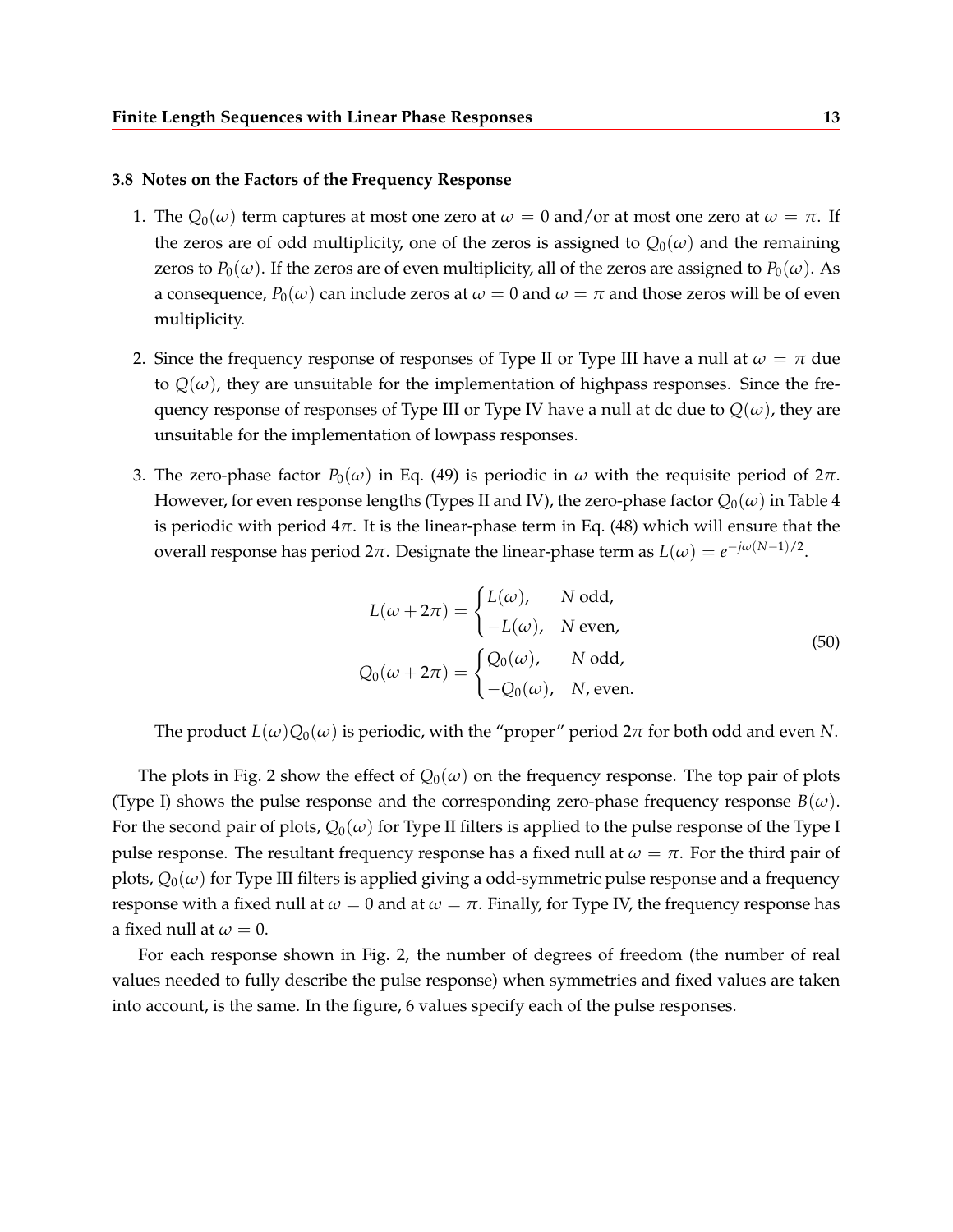### 3.8 Notes on the Factors of the Frequency Response

1. The $Q_0(\omega)$ term captures at most one zero at $\omega = 0$ and/or at most one zero at $\omega = \pi$. If the zeros are of odd multiplicity, one of the zeros is assigned to $Q_0(\omega)$ and the remaining zeros to $P_0(\omega)$. If the zeros are of even multiplicity, all of the zeros are assigned to $P_0(\omega)$. As a consequence, $P_0(\omega)$ can include zeros at $\omega = 0$ and $\omega = \pi$ and those zeros will be of even multiplicity.

2. Since the frequency response of responses of Type II or Type III have a null at $\omega = \pi$ due to $Q(\omega)$, they are unsuitable for the implementation of highpass responses. Since the frequency response of responses of Type III or Type IV have a null at dc due to $Q(\omega)$, they are unsuitable for the implementation of lowpass responses.

3. The zero-phase factor $P_0(\omega)$ in Eq. (49) is periodic in $\omega$ with the requisite period of $2\pi$. However, for even response lengths (Types II and IV), the zero-phase factor $Q_0(\omega)$ in Table 4 is periodic with period $4\pi$. It is the linear-phase term in Eq. (48) which will ensure that the overall response has period $2\pi$. Designate the linear-phase term as $L(\omega) = e^{-j\omega(N-1)/2}$.

$$
\begin{aligned}
L(\omega + 2\pi) &= \begin{cases} L(\omega), & N \text{ odd}, \\ -L(\omega), & N \text{ even}, \end{cases} \\
Q_0(\omega + 2\pi) &= \begin{cases} Q_0(\omega), & N \text{ odd}, \\ -Q_0(\omega), & N, \text{ even}. \end{cases}
\end{aligned}
\tag{50}
$$

   The product $L(\omega)Q_0(\omega)$ is periodic, with the "proper" period $2\pi$ for both odd and even $N$.

The plots in Fig. 2 show the effect of $Q_0(\omega)$ on the frequency response. The top pair of plots (Type I) shows the pulse response and the corresponding zero-phase frequency response $B(\omega)$. For the second pair of plots, $Q_0(\omega)$ for Type II filters is applied to the pulse response of the Type I pulse response. The resultant frequency response has a fixed null at $\omega = \pi$. For the third pair of plots, $Q_0(\omega)$ for Type III filters is applied giving a odd-symmetric pulse response and a frequency response with a fixed null at $\omega = 0$ and at $\omega = \pi$. Finally, for Type IV, the frequency response has a fixed null at $\omega = 0$.

For each response shown in Fig. 2, the number of degrees of freedom (the number of real values needed to fully describe the pulse response) when symmetries and fixed values are taken into account, is the same. In the figure, 6 values specify each of the pulse responses.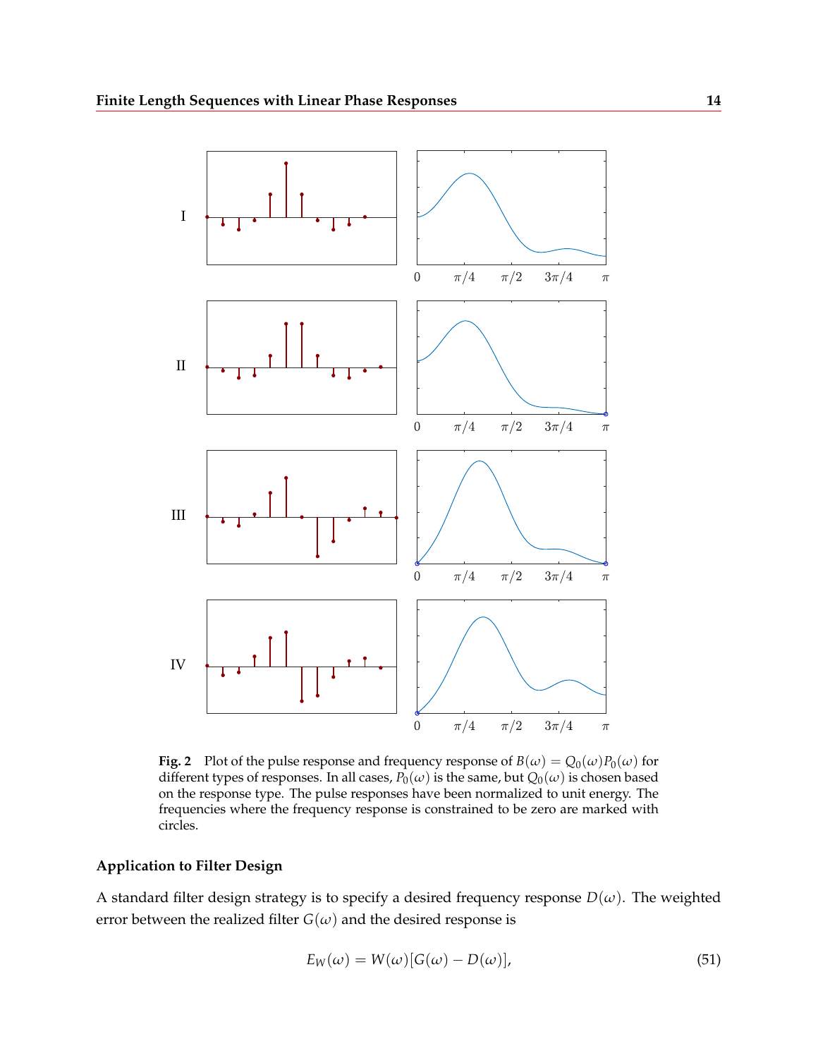**Fig. 2** Plot of the pulse response and frequency response of $B(\omega) = Q_0(\omega)P_0(\omega)$ for different types of responses. In all cases, $P_0(\omega)$ is the same, but $Q_0(\omega)$ is chosen based on the response type. The pulse responses have been normalized to unit energy. The frequencies where the frequency response is constrained to be zero are marked with circles.

### Application to Filter Design

A standard filter design strategy is to specify a desired frequency response $D(\omega)$. The weighted error between the realized filter $G(\omega)$ and the desired response is

$$E_W(\omega) = W(\omega)[G(\omega) - D(\omega)], \tag{51}$$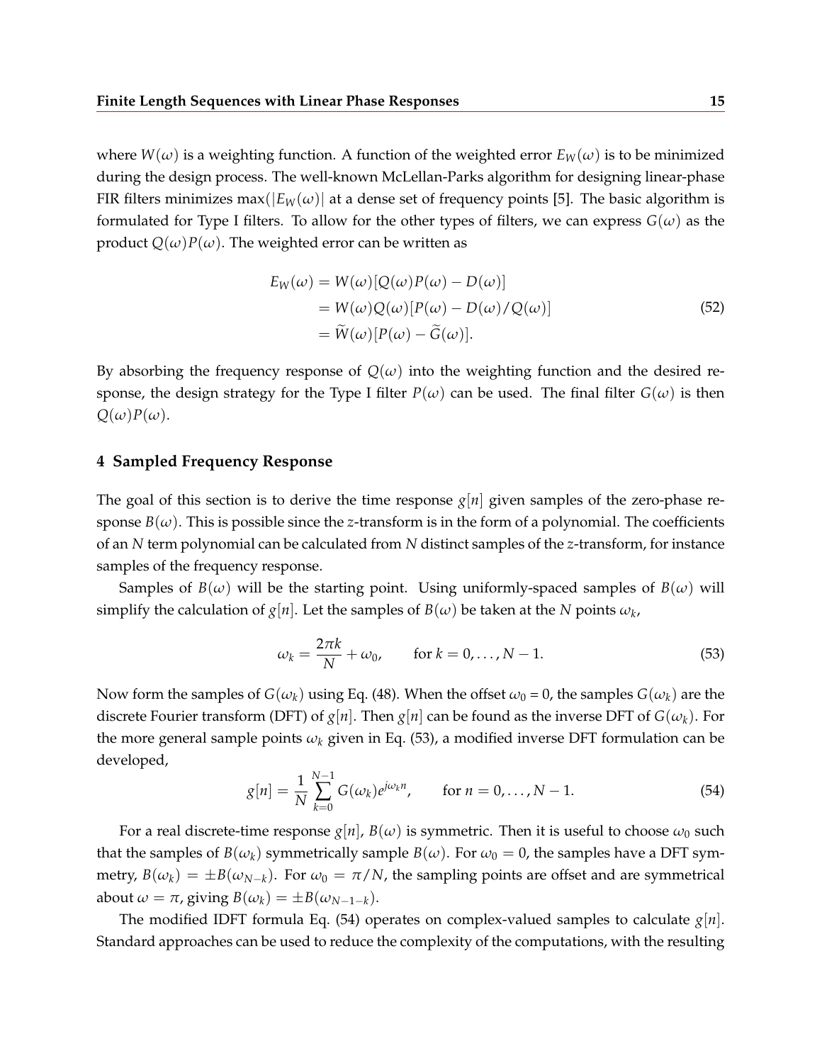where $W(\omega)$ is a weighting function. A function of the weighted error $E_W(\omega)$ is to be minimized during the design process. The well-known McLellan-Parks algorithm for designing linear-phase FIR filters minimizes $\max(|E_W(\omega)|$ at a dense set of frequency points [5]. The basic algorithm is formulated for Type I filters. To allow for the other types of filters, we can express $G(\omega)$ as the product $Q(\omega)P(\omega)$. The weighted error can be written as

$$
\begin{aligned}
E_W(\omega) &= W(\omega)[Q(\omega)P(\omega) - D(\omega)] \\
&= W(\omega)Q(\omega)[P(\omega) - D(\omega)/Q(\omega)] \\
&= \widetilde{W}(\omega)[P(\omega) - \widetilde{G}(\omega)].
\end{aligned} \tag{52}
$$

By absorbing the frequency response of $Q(\omega)$ into the weighting function and the desired response, the design strategy for the Type I filter $P(\omega)$ can be used. The final filter $G(\omega)$ is then $Q(\omega)P(\omega)$.

## 4 Sampled Frequency Response

The goal of this section is to derive the time response $g[n]$ given samples of the zero-phase response $B(\omega)$. This is possible since the $z$-transform is in the form of a polynomial. The coefficients of an $N$ term polynomial can be calculated from $N$ distinct samples of the $z$-transform, for instance samples of the frequency response.

Samples of $B(\omega)$ will be the starting point. Using uniformly-spaced samples of $B(\omega)$ will simplify the calculation of $g[n]$. Let the samples of $B(\omega)$ be taken at the $N$ points $\omega_k$,

$$
\omega_k = \frac{2\pi k}{N} + \omega_0, \qquad \text{for } k = 0, \ldots, N-1. \tag{53}
$$

Now form the samples of $G(\omega_k)$ using Eq. (48). When the offset $\omega_0 = 0$, the samples $G(\omega_k)$ are the discrete Fourier transform (DFT) of $g[n]$. Then $g[n]$ can be found as the inverse DFT of $G(\omega_k)$. For the more general sample points $\omega_k$ given in Eq. (53), a modified inverse DFT formulation can be developed,

$$
g[n] = \frac{1}{N} \sum_{k=0}^{N-1} G(\omega_k) e^{j\omega_k n}, \qquad \text{for } n = 0, \ldots, N-1. \tag{54}
$$

For a real discrete-time response $g[n]$, $B(\omega)$ is symmetric. Then it is useful to choose $\omega_0$ such that the samples of $B(\omega_k)$ symmetrically sample $B(\omega)$. For $\omega_0 = 0$, the samples have a DFT symmetry, $B(\omega_k) = \pm B(\omega_{N-k})$. For $\omega_0 = \pi/N$, the sampling points are offset and are symmetrical about $\omega = \pi$, giving $B(\omega_k) = \pm B(\omega_{N-1-k})$.

The modified IDFT formula Eq. (54) operates on complex-valued samples to calculate $g[n]$. Standard approaches can be used to reduce the complexity of the computations, with the resulting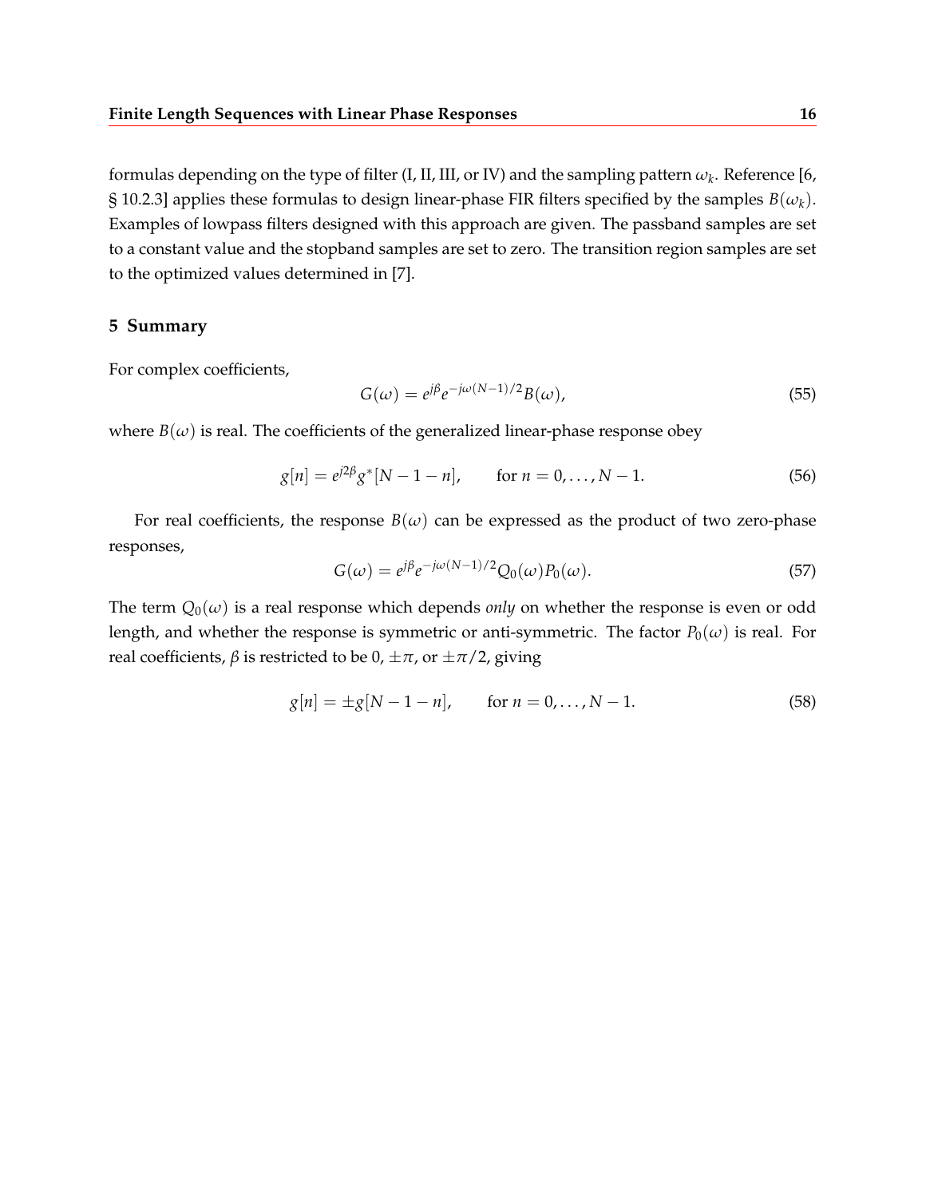formulas depending on the type of filter (I, II, III, or IV) and the sampling pattern $\omega_k$. Reference [6, § 10.2.3] applies these formulas to design linear-phase FIR filters specified by the samples $B(\omega_k)$. Examples of lowpass filters designed with this approach are given. The passband samples are set to a constant value and the stopband samples are set to zero. The transition region samples are set to the optimized values determined in [7].

## 5 Summary

For complex coefficients,

$$G(\omega) = e^{j\beta} e^{-j\omega(N-1)/2} B(\omega), \tag{55}$$

where $B(\omega)$ is real. The coefficients of the generalized linear-phase response obey

$$g[n] = e^{j2\beta} g^*[N-1-n], \qquad \text{for } n = 0, \ldots, N-1. \tag{56}$$

For real coefficients, the response $B(\omega)$ can be expressed as the product of two zero-phase responses,

$$G(\omega) = e^{j\beta} e^{-j\omega(N-1)/2} Q_0(\omega) P_0(\omega). \tag{57}$$

The term $Q_0(\omega)$ is a real response which depends *only* on whether the response is even or odd length, and whether the response is symmetric or anti-symmetric. The factor $P_0(\omega)$ is real. For real coefficients, $\beta$ is restricted to be 0, $\pm\pi$, or $\pm\pi/2$, giving

$$g[n] = \pm g[N-1-n], \qquad \text{for } n = 0, \ldots, N-1. \tag{58}$$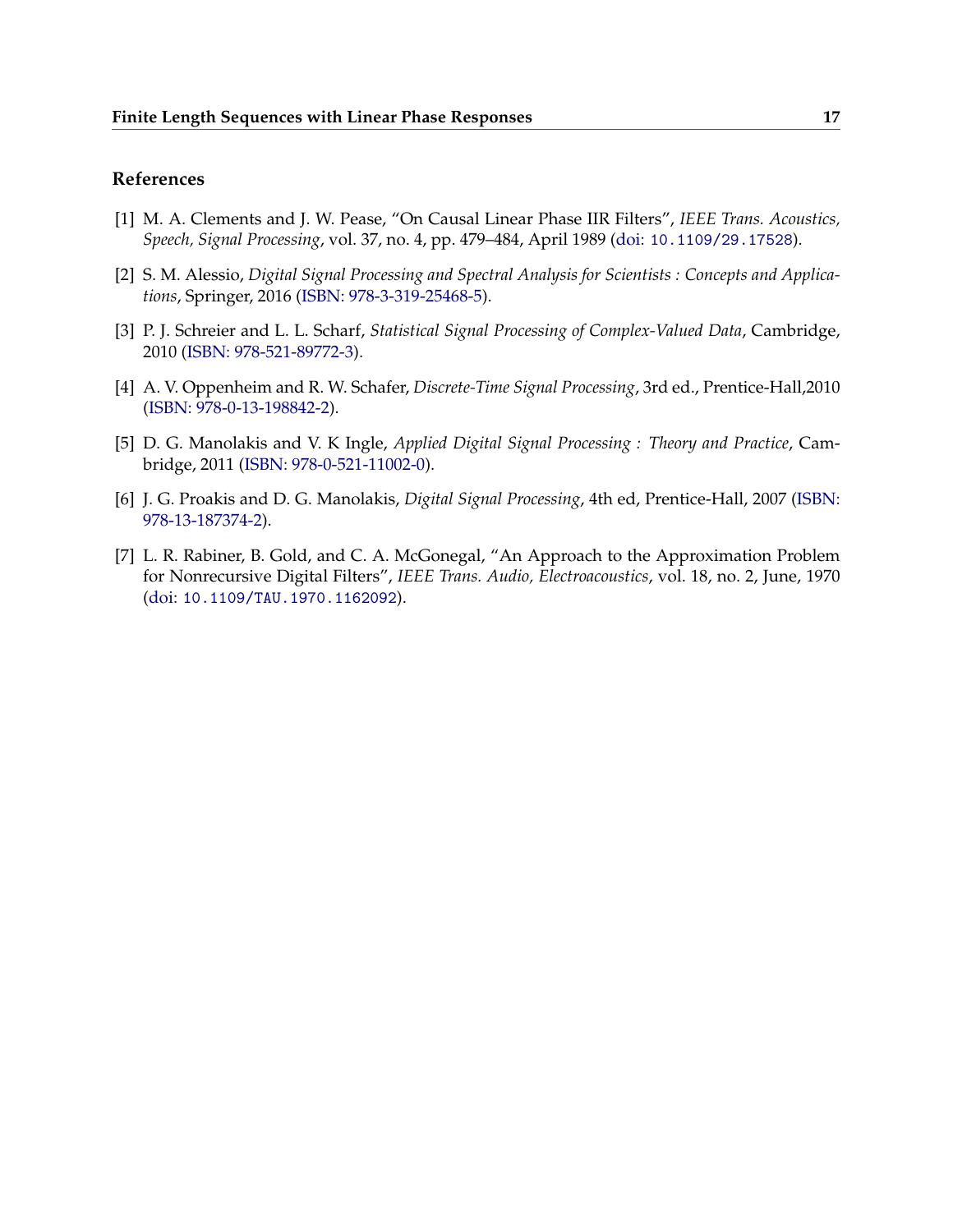## References

[1] M. A. Clements and J. W. Pease, "On Causal Linear Phase IIR Filters", *IEEE Trans. Acoustics, Speech, Signal Processing*, vol. 37, no. 4, pp. 479–484, April 1989 (doi: `10.1109/29.17528`).

[2] S. M. Alessio, *Digital Signal Processing and Spectral Analysis for Scientists : Concepts and Applications*, Springer, 2016 (ISBN: 978-3-319-25468-5).

[3] P. J. Schreier and L. L. Scharf, *Statistical Signal Processing of Complex-Valued Data*, Cambridge, 2010 (ISBN: 978-521-89772-3).

[4] A. V. Oppenheim and R. W. Schafer, *Discrete-Time Signal Processing*, 3rd ed., Prentice-Hall,2010 (ISBN: 978-0-13-198842-2).

[5] D. G. Manolakis and V. K Ingle, *Applied Digital Signal Processing : Theory and Practice*, Cambridge, 2011 (ISBN: 978-0-521-11002-0).

[6] J. G. Proakis and D. G. Manolakis, *Digital Signal Processing*, 4th ed, Prentice-Hall, 2007 (ISBN: 978-13-187374-2).

[7] L. R. Rabiner, B. Gold, and C. A. McGonegal, "An Approach to the Approximation Problem for Nonrecursive Digital Filters", *IEEE Trans. Audio, Electroacoustics*, vol. 18, no. 2, June, 1970 (doi: `10.1109/TAU.1970.1162092`).